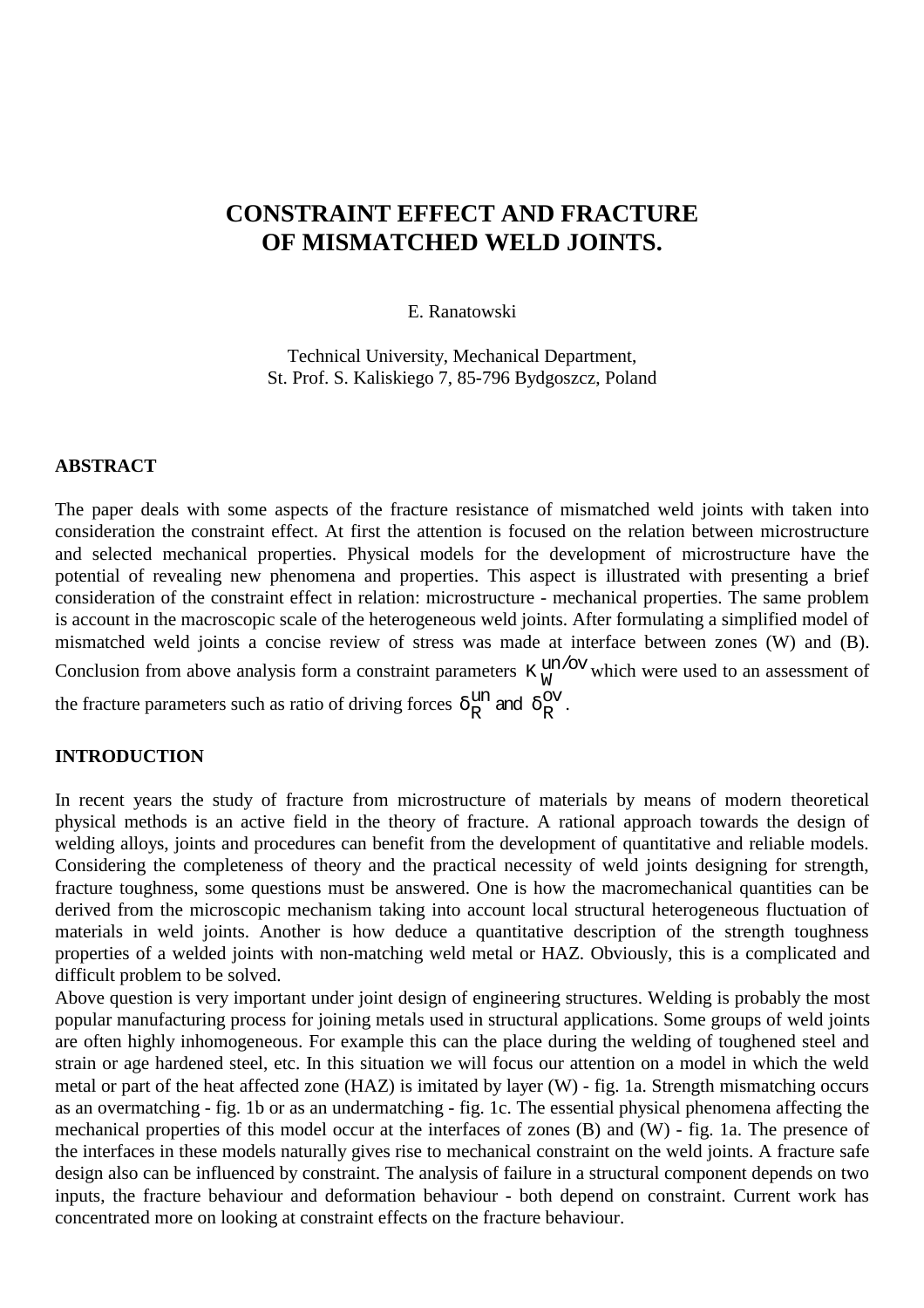# CONSTRAINT EFFECT AND FRACTURE OF MISMATCHED WELD JOINTS.

E. Ranatowski

Technical University, Mechanical Department,
St. Prof. S. Kaliskiego 7, 85-796 Bydgoszcz, Poland

## ABSTRACT

The paper deals with some aspects of the fracture resistance of mismatched weld joints with taken into consideration the constraint effect. At first the attention is focused on the relation between microstructure and selected mechanical properties. Physical models for the development of microstructure have the potential of revealing new phenomena and properties. This aspect is illustrated with presenting a brief consideration of the constraint effect in relation: microstructure - mechanical properties. The same problem is account in the macroscopic scale of the heterogeneous weld joints. After formulating a simplified model of mismatched weld joints a concise review of stress was made at interface between zones (W) and (B). Conclusion from above analysis form a constraint parameters $K_W^{un/ov}$ which were used to an assessment of the fracture parameters such as ratio of driving forces $\delta_R^{un}$ and $\delta_R^{ov}$.

## INTRODUCTION

In recent years the study of fracture from microstructure of materials by means of modern theoretical physical methods is an active field in the theory of fracture. A rational approach towards the design of welding alloys, joints and procedures can benefit from the development of quantitative and reliable models. Considering the completeness of theory and the practical necessity of weld joints designing for strength, fracture toughness, some questions must be answered. One is how the macromechanical quantities can be derived from the microscopic mechanism taking into account local structural heterogeneous fluctuation of materials in weld joints. Another is how deduce a quantitative description of the strength toughness properties of a welded joints with non-matching weld metal or HAZ. Obviously, this is a complicated and difficult problem to be solved.

Above question is very important under joint design of engineering structures. Welding is probably the most popular manufacturing process for joining metals used in structural applications. Some groups of weld joints are often highly inhomogeneous. For example this can the place during the welding of toughened steel and strain or age hardened steel, etc. In this situation we will focus our attention on a model in which the weld metal or part of the heat affected zone (HAZ) is imitated by layer (W) - fig. 1a. Strength mismatching occurs as an overmatching - fig. 1b or as an undermatching - fig. 1c. The essential physical phenomena affecting the mechanical properties of this model occur at the interfaces of zones (B) and (W) - fig. 1a. The presence of the interfaces in these models naturally gives rise to mechanical constraint on the weld joints. A fracture safe design also can be influenced by constraint. The analysis of failure in a structural component depends on two inputs, the fracture behaviour and deformation behaviour - both depend on constraint. Current work has concentrated more on looking at constraint effects on the fracture behaviour.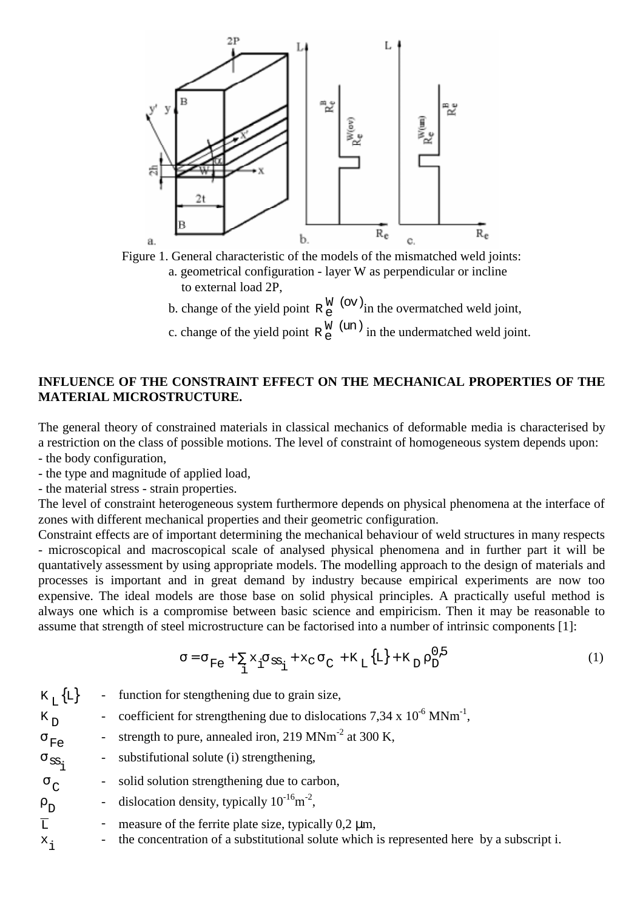Figure 1. General characteristic of the models of the mismatched weld joints:
a. geometrical configuration - layer W as perpendicular or incline to external load 2P,
b. change of the yield point $R_e^{W\ (ov)}$ in the overmatched weld joint,
c. change of the yield point $R_e^{W\ (un)}$ in the undermatched weld joint.

**INFLUENCE OF THE CONSTRAINT EFFECT ON THE MECHANICAL PROPERTIES OF THE MATERIAL MICROSTRUCTURE.**

The general theory of constrained materials in classical mechanics of deformable media is characterised by a restriction on the class of possible motions. The level of constraint of homogeneous system depends upon:
- the body configuration,
- the type and magnitude of applied load,
- the material stress - strain properties.

The level of constraint heterogeneous system furthermore depends on physical phenomena at the interface of zones with different mechanical properties and their geometric configuration.
Constraint effects are of important determining the mechanical behaviour of weld structures in many respects - microscopical and macroscopical scale of analysed physical phenomena and in further part it will be quantatively assessment by using appropriate models. The modelling approach to the design of materials and processes is important and in great demand by industry because empirical experiments are now too expensive. The ideal models are those base on solid physical principles. A practically useful method is always one which is a compromise between basic science and empiricism. Then it may be reasonable to assume that strength of steel microstructure can be factorised into a number of intrinsic components [1]:

$$\sigma = \sigma_{Fe} + \sum_i x_i \sigma_{SS_i} + x_C \sigma_C + K_L \{\overline{L}\} + K_D \rho_D^{0,5} \tag{1}$$

$K_L\{\overline{L}\}$ - function for stengthening due to grain size,
$K_D$ - coefficient for strengthening due to dislocations 7,34 x $10^{-6}$ $MNm^{-1}$,
$\sigma_{Fe}$ - strength to pure, annealed iron, 219 $MNm^{-2}$ at 300 K,
$\sigma_{SS_i}$ - substifutional solute (i) strengthening,
$\sigma_C$ - solid solution strengthening due to carbon,
$\rho_D$ - dislocation density, typically $10^{-16} m^{-2}$,
$\overline{L}$ - measure of the ferrite plate size, typically 0,2 μm,
$x_i$ - the concentration of a substitutional solute which is represented here by a subscript i.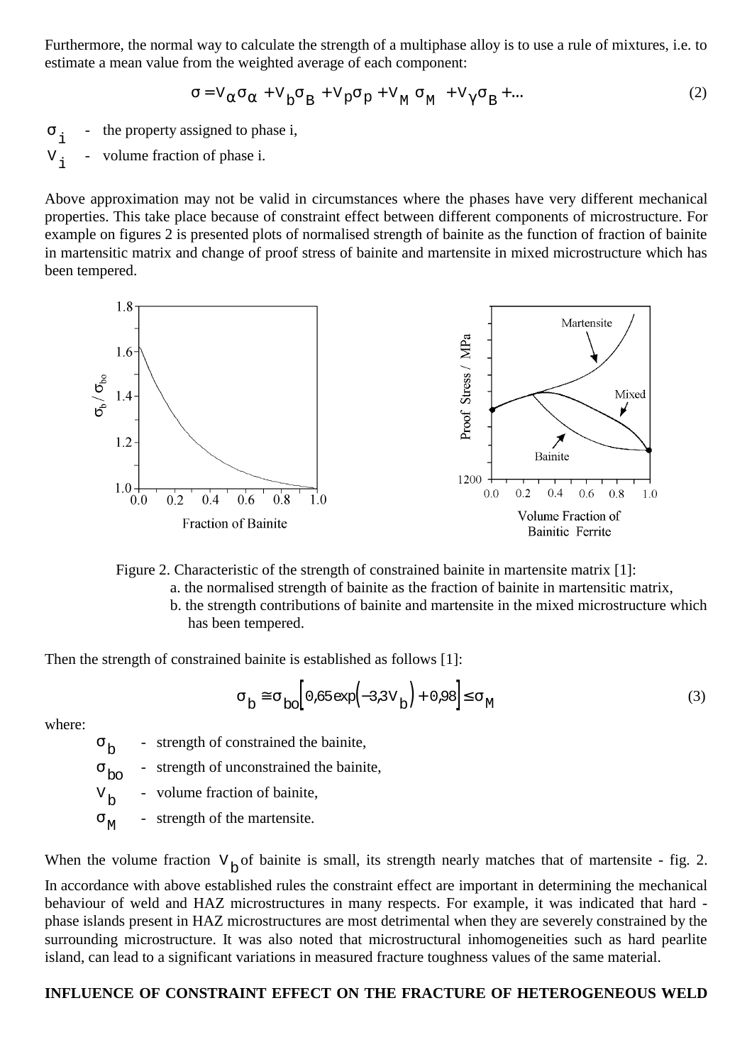Furthermore, the normal way to calculate the strength of a multiphase alloy is to use a rule of mixtures, i.e. to estimate a mean value from the weighted average of each component:

$$\sigma = V_\alpha \sigma_\alpha + V_b \sigma_B + V_p \sigma_p + V_M \sigma_M + V_\gamma \sigma_B + \ldots \tag{2}$$

$\sigma_i$ - the property assigned to phase i,
$V_i$ - volume fraction of phase i.

Above approximation may not be valid in circumstances where the phases have very different mechanical properties. This take place because of constraint effect between different components of microstructure. For example on figures 2 is presented plots of normalised strength of bainite as the function of fraction of bainite in martensitic matrix and change of proof stress of bainite and martensite in mixed microstructure which has been tempered.

Figure 2. Characteristic of the strength of constrained bainite in martensite matrix [1]:
a. the normalised strength of bainite as the fraction of bainite in martensitic matrix,
b. the strength contributions of bainite and martensite in the mixed microstructure which has been tempered.

Then the strength of constrained bainite is established as follows [1]:

$$\sigma_b \cong \sigma_{bo}\left[0{,}65\exp\left(-3{,}3V_b\right) + 0{,}98\right] \le \sigma_M \tag{3}$$

where:

$\sigma_b$ - strength of constrained the bainite,
$\sigma_{bo}$ - strength of unconstrained the bainite,
$V_b$ - volume fraction of bainite,
$\sigma_M$ - strength of the martensite.

When the volume fraction $V_b$ of bainite is small, its strength nearly matches that of martensite - fig. 2. In accordance with above established rules the constraint effect are important in determining the mechanical behaviour of weld and HAZ microstructures in many respects. For example, it was indicated that hard - phase islands present in HAZ microstructures are most detrimental when they are severely constrained by the surrounding microstructure. It was also noted that microstructural inhomogeneities such as hard pearlite island, can lead to a significant variations in measured fracture toughness values of the same material.

**INFLUENCE OF CONSTRAINT EFFECT ON THE FRACTURE OF HETEROGENEOUS WELD**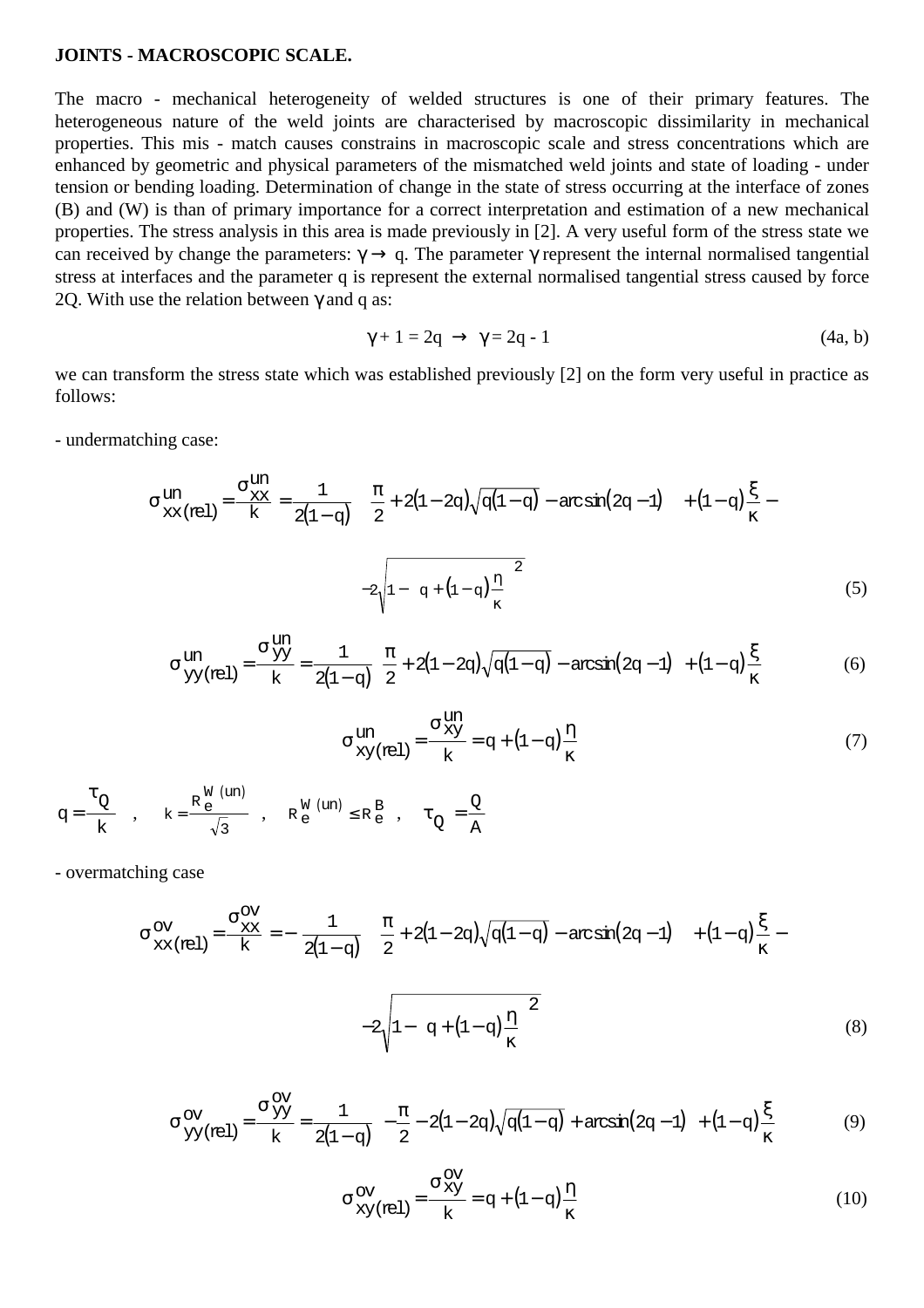**JOINTS - MACROSCOPIC SCALE.**

The macro - mechanical heterogeneity of welded structures is one of their primary features. The heterogeneous nature of the weld joints are characterised by macroscopic dissimilarity in mechanical properties. This mis - match causes constrains in macroscopic scale and stress concentrations which are enhanced by geometric and physical parameters of the mismatched weld joints and state of loading - under tension or bending loading. Determination of change in the state of stress occurring at the interface of zones (B) and (W) is than of primary importance for a correct interpretation and estimation of a new mechanical properties. The stress analysis in this area is made previously in [2]. A very useful form of the stress state we can received by change the parameters: $\gamma \rightarrow q$. The parameter $\gamma$ represent the internal normalised tangential stress at interfaces and the parameter q is represent the external normalised tangential stress caused by force 2Q. With use the relation between $\gamma$ and q as:

$$\gamma + 1 = 2q \;\rightarrow\; \gamma = 2q - 1 \tag{4a, b}$$

we can transform the stress state which was established previously [2] on the form very useful in practice as follows:

- undermatching case:

$$\sigma^{un}_{xx(rel)} = \frac{\sigma^{un}_{xx}}{k} = \frac{1}{2(1-q)}\left[\frac{\pi}{2} + 2(1-2q)\sqrt{q(1-q)} - \arcsin(2q-1)\right] + (1-q)\frac{\xi}{\kappa} - 2\sqrt{1-\left[q + (1-q)\frac{\eta}{\kappa}\right]^2} \tag{5}$$

$$\sigma^{un}_{yy(rel)} = \frac{\sigma^{un}_{yy}}{k} = \frac{1}{2(1-q)}\left[\frac{\pi}{2} + 2(1-2q)\sqrt{q(1-q)} - \arcsin(2q-1)\right] + (1-q)\frac{\xi}{\kappa} \tag{6}$$

$$\sigma^{un}_{xy(rel)} = \frac{\sigma^{un}_{xy}}{k} = q + (1-q)\frac{\eta}{\kappa} \tag{7}$$

$$q = \frac{\tau_Q}{k} \quad , \quad k = \frac{R_e^{W\,(un)}}{\sqrt{3}} \quad , \quad R_e^{W\,(un)} \le R_e^B \quad , \quad \tau_Q = \frac{Q}{A}$$

- overmatching case

$$\sigma^{ov}_{xx(rel)} = \frac{\sigma^{ov}_{xx}}{k} = -\frac{1}{2(1-q)}\left[\frac{\pi}{2} + 2(1-2q)\sqrt{q(1-q)} - \arcsin(2q-1)\right] + (1-q)\frac{\xi}{\kappa} - 2\sqrt{1-\left[q + (1-q)\frac{\eta}{\kappa}\right]^2} \tag{8}$$

$$\sigma^{ov}_{yy(rel)} = \frac{\sigma^{ov}_{yy}}{k} = \frac{1}{2(1-q)}\left[-\frac{\pi}{2} - 2(1-2q)\sqrt{q(1-q)} + \arcsin(2q-1)\right] + (1-q)\frac{\xi}{\kappa} \tag{9}$$

$$\sigma^{ov}_{xy(rel)} = \frac{\sigma^{ov}_{xy}}{k} = q + (1-q)\frac{\eta}{\kappa} \tag{10}$$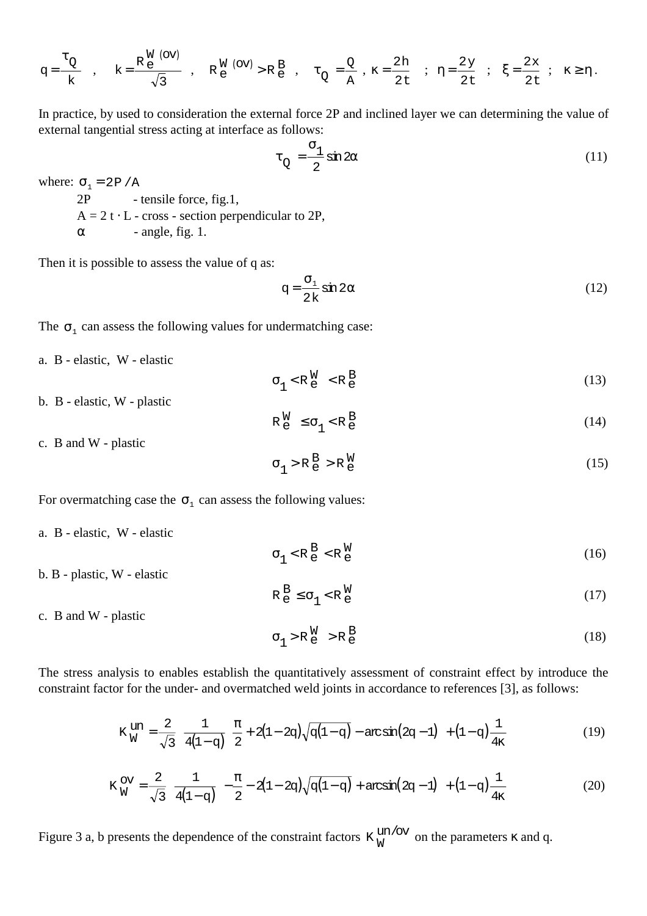$$q = \frac{\tau_Q}{k} \quad , \quad k = \frac{R_e^{W\,(ov)}}{\sqrt{3}} \quad , \quad R_e^{W\,(ov)} > R_e^B \quad , \quad \tau_Q = \frac{Q}{A} \ , \ \kappa = \frac{2h}{2t} \quad ; \ \eta = \frac{2y}{2t} \quad ; \ \xi = \frac{2x}{2t} \quad ; \ \kappa \geq \eta .$$

In practice, by used to consideration the external force 2P and inclined layer we can determining the value of external tangential stress acting at interface as follows:

$$\tau_Q = \frac{\sigma_1}{2} \sin 2\alpha \tag{11}$$

where: $\sigma_1 = 2P / A$

- 2P - tensile force, fig.1,
- A = 2 t · L - cross - section perpendicular to 2P,
- $\alpha$ - angle, fig. 1.

Then it is possible to assess the value of q as:

$$q = \frac{\sigma_1}{2k} \sin 2\alpha \tag{12}$$

The $\sigma_1$ can assess the following values for undermatching case:

a. B - elastic, W - elastic

$$\sigma_1 < R_e^W < R_e^B \tag{13}$$

b. B - elastic, W - plastic

$$R_e^W \leq \sigma_1 < R_e^B \tag{14}$$

c. B and W - plastic

$$\sigma_1 > R_e^B > R_e^W \tag{15}$$

For overmatching case the $\sigma_1$ can assess the following values:

a. B - elastic, W - elastic

$$\sigma_1 < R_e^B < R_e^W \tag{16}$$

b. B - plastic, W - elastic

$$R_e^B \leq \sigma_1 < R_e^W \tag{17}$$

c. B and W - plastic

$$\sigma_1 > R_e^W > R_e^B \tag{18}$$

The stress analysis to enables establish the quantitatively assessment of constraint effect by introduce the constraint factor for the under- and overmatched weld joints in accordance to references [3], as follows:

$$K_W^{un} = \frac{2}{\sqrt{3}} \left\{ \frac{1}{4(1-q)} \left[ \frac{\pi}{2} + 2(1-2q)\sqrt{q(1-q)} - \arcsin(2q-1) \right] + (1-q)\frac{1}{4\kappa} \right\} \tag{19}$$

$$K_W^{ov} = \frac{2}{\sqrt{3}} \left\{ \frac{1}{4(1-q)} \left[ -\frac{\pi}{2} - 2(1-2q)\sqrt{q(1-q)} + \arcsin(2q-1) \right] + (1-q)\frac{1}{4\kappa} \right\} \tag{20}$$

Figure 3 a, b presents the dependence of the constraint factors $K_W^{un/ov}$ on the parameters $\kappa$ and q.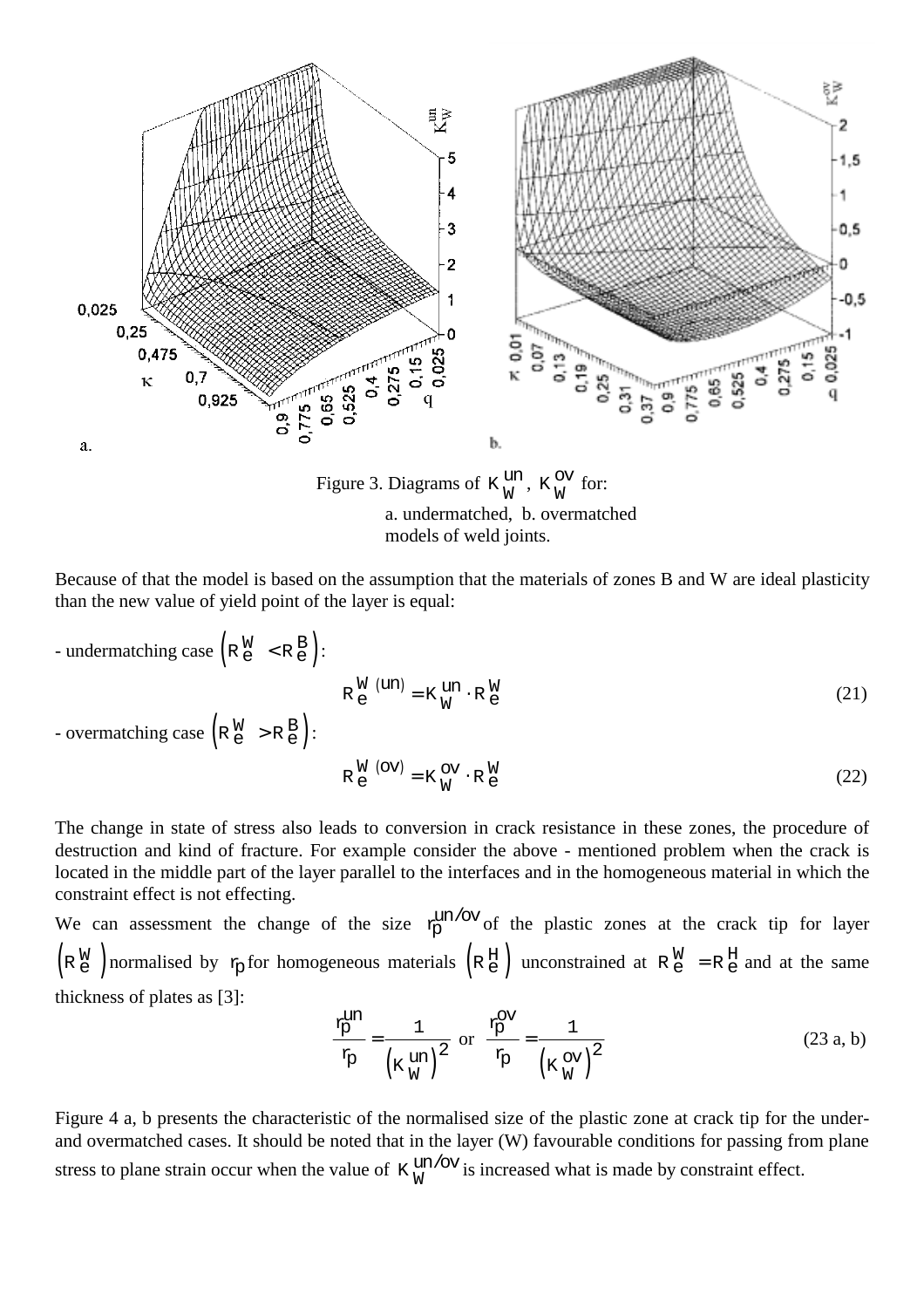Figure 3. Diagrams of $K_W^{un}$, $K_W^{ov}$ for:
a. undermatched, b. overmatched models of weld joints.

Because of that the model is based on the assumption that the materials of zones B and W are ideal plasticity than the new value of yield point of the layer is equal:

- undermatching case $\left(R_e^W < R_e^B\right)$:

$$R_e^{W\,(un)} = K_W^{un} \cdot R_e^W \tag{21}$$

- overmatching case $\left(R_e^W > R_e^B\right)$:

$$R_e^{W\,(ov)} = K_W^{ov} \cdot R_e^W \tag{22}$$

The change in state of stress also leads to conversion in crack resistance in these zones, the procedure of destruction and kind of fracture. For example consider the above - mentioned problem when the crack is located in the middle part of the layer parallel to the interfaces and in the homogeneous material in which the constraint effect is not effecting.

We can assessment the change of the size $r_p^{un/ov}$ of the plastic zones at the crack tip for layer $\left(R_e^W\right)$ normalised by $r_p$ for homogeneous materials $\left(R_e^H\right)$ unconstrained at $R_e^W = R_e^H$ and at the same thickness of plates as [3]:

$$\frac{r_p^{un}}{r_p} = \frac{1}{\left(K_W^{un}\right)^2} \quad \text{or} \quad \frac{r_p^{ov}}{r_p} = \frac{1}{\left(K_W^{ov}\right)^2} \tag{23 a, b}$$

Figure 4 a, b presents the characteristic of the normalised size of the plastic zone at crack tip for the under- and overmatched cases. It should be noted that in the layer (W) favourable conditions for passing from plane stress to plane strain occur when the value of $K_W^{un/ov}$ is increased what is made by constraint effect.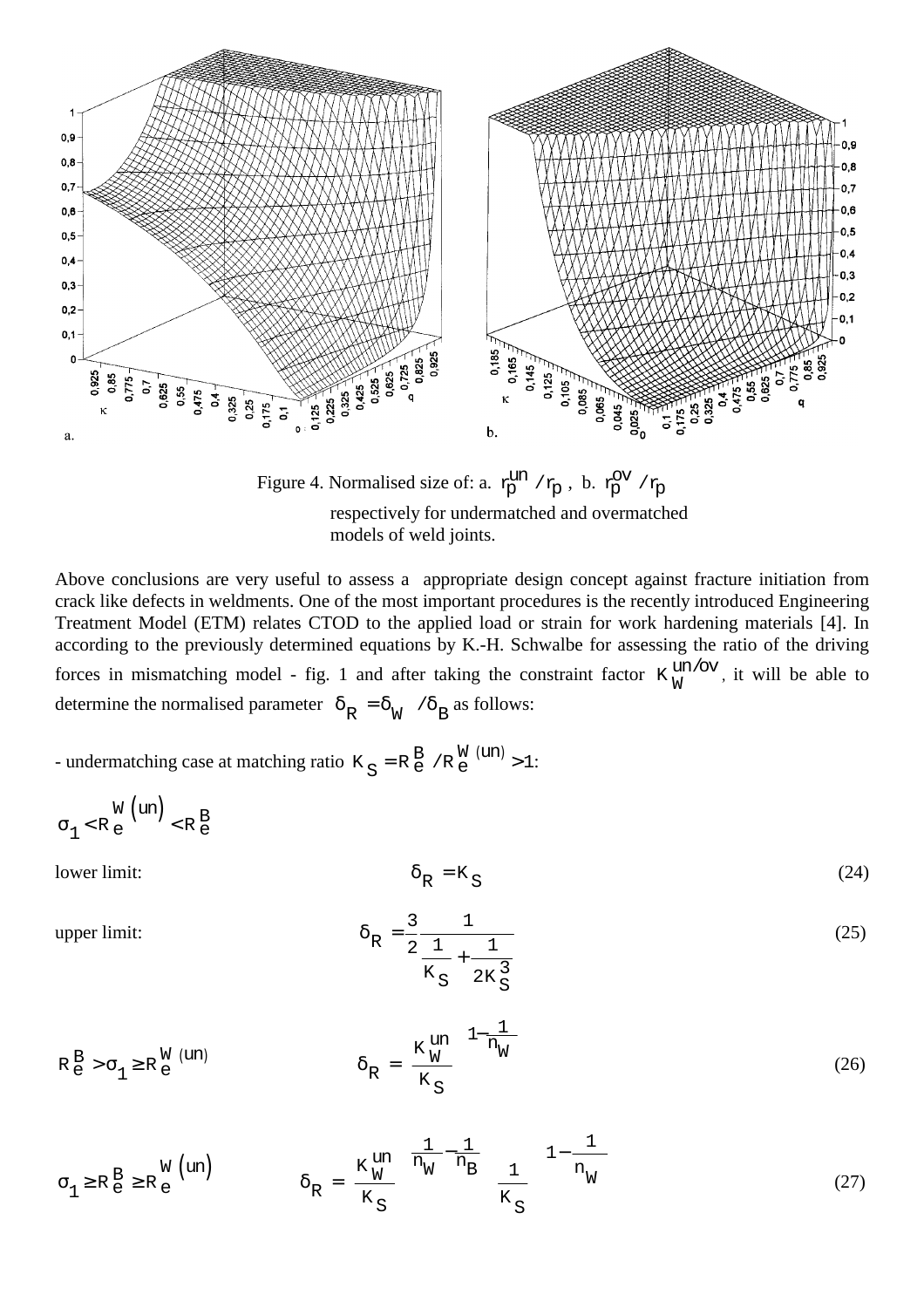Figure 4. Normalised size of: a. $r_p^{un}/r_p$ , b. $r_p^{ov}/r_p$ respectively for undermatched and overmatched models of weld joints.

Above conclusions are very useful to assess a appropriate design concept against fracture initiation from crack like defects in weldments. One of the most important procedures is the recently introduced Engineering Treatment Model (ETM) relates CTOD to the applied load or strain for work hardening materials [4]. In according to the previously determined equations by K.-H. Schwalbe for assessing the ratio of the driving forces in mismatching model - fig. 1 and after taking the constraint factor $K_W^{un/ov}$, it will be able to determine the normalised parameter $\delta_R = \delta_W / \delta_B$ as follows:

- undermatching case at matching ratio $K_S = R_e^B / R_e^{W(un)} > 1$:

$$\sigma_1 < R_e^{W(un)} < R_e^B$$

lower limit:

$$\delta_R = K_S \tag{24}$$

upper limit:

$$\delta_R = \frac{3}{2} \frac{1}{\frac{1}{K_S} + \frac{1}{2K_S^3}} \tag{25}$$

$R_e^B > \sigma_1 \geq R_e^{W(un)}$

$$\delta_R = \frac{K_W^{un\;1-\frac{1}{n_W}}}{K_S} \tag{26}$$

$\sigma_1 \geq R_e^B \geq R_e^{W(un)}$

$$\delta_R = \frac{K_W^{un}}{K_S}^{\frac{1}{n_W}-\frac{1}{n_B}} \left(\frac{1}{K_S}\right)^{1-\frac{1}{n_W}} \tag{27}$$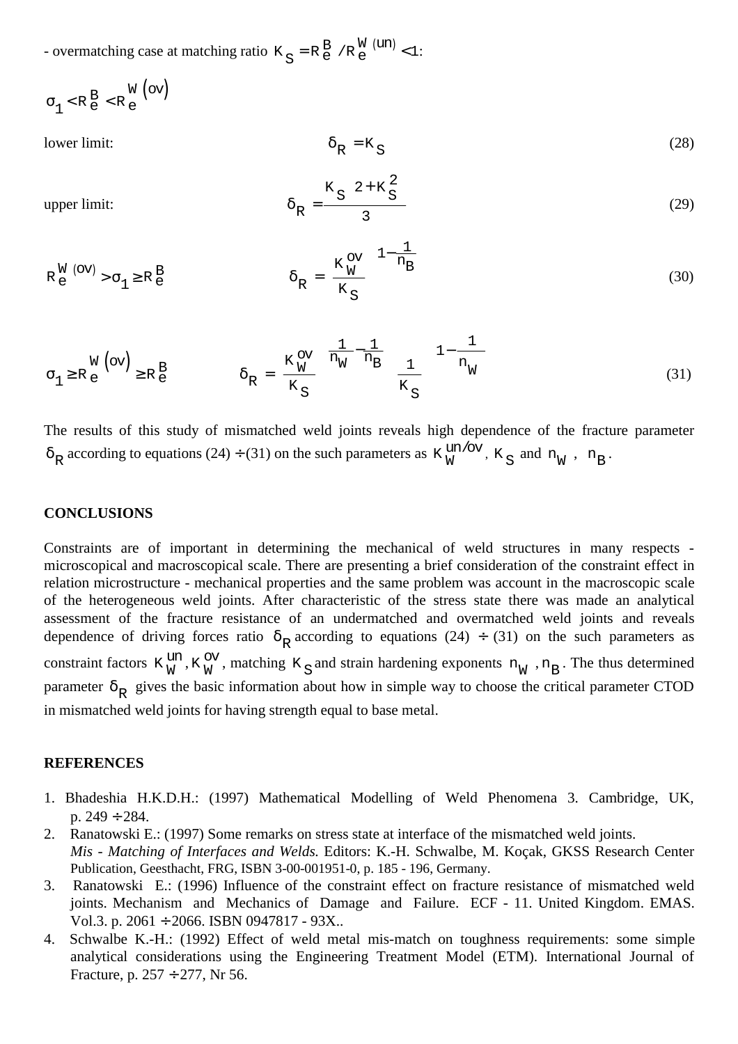- overmatching case at matching ratio $K_S = R_e^B / R_e^{W\,(un)} < 1$:

$$\sigma_1 < R_e^B < R_e^{W\,(ov)}$$

lower limit:

$$\delta_R = K_S \tag{28}$$

upper limit:

$$\delta_R = \frac{K_S\left(2 + K_S^2\right)}{3} \tag{29}$$

$$R_e^{W\,(ov)} > \sigma_1 \geq R_e^B \qquad \delta_R = \left(\frac{K_W^{ov}}{K_S}\right)^{1-\frac{1}{n_B}} \tag{30}$$

$$\sigma_1 \geq R_e^{W\,(ov)} \geq R_e^B \qquad \delta_R = \left(\frac{K_W^{ov}}{K_S}\right)^{\frac{1}{n_W}-\frac{1}{n_B}} \left(\frac{1}{K_S}\right)^{1-\frac{1}{n_W}} \tag{31}$$

The results of this study of mismatched weld joints reveals high dependence of the fracture parameter $\delta_R$ according to equations (24) ÷(31) on the such parameters as $K_W^{un/ov}$, $K_S$ and $n_W$ , $n_B$.

## CONCLUSIONS

Constraints are of important in determining the mechanical of weld structures in many respects - microscopical and macroscopical scale. There are presenting a brief consideration of the constraint effect in relation microstructure - mechanical properties and the same problem was account in the macroscopic scale of the heterogeneous weld joints. After characteristic of the stress state there was made an analytical assessment of the fracture resistance of an undermatched and overmatched weld joints and reveals dependence of driving forces ratio $\delta_R$ according to equations (24) ÷ (31) on the such parameters as constraint factors $K_W^{un}, K_W^{ov}$, matching $K_S$ and strain hardening exponents $n_W$ , $n_B$. The thus determined parameter $\delta_R$ gives the basic information about how in simple way to choose the critical parameter CTOD in mismatched weld joints for having strength equal to base metal.

## REFERENCES

1. Bhadeshia H.K.D.H.: (1997) Mathematical Modelling of Weld Phenomena 3. Cambridge, UK, p. 249 ÷284.
2. Ranatowski E.: (1997) Some remarks on stress state at interface of the mismatched weld joints. *Mis - Matching of Interfaces and Welds.* Editors: K.-H. Schwalbe, M. Koçak, GKSS Research Center Publication, Geesthacht, FRG, ISBN 3-00-001951-0, p. 185 - 196, Germany.
3. Ranatowski E.: (1996) Influence of the constraint effect on fracture resistance of mismatched weld joints. Mechanism and Mechanics of Damage and Failure. ECF - 11. United Kingdom. EMAS. Vol.3. p. 2061 ÷2066. ISBN 0947817 - 93X..
4. Schwalbe K.-H.: (1992) Effect of weld metal mis-match on toughness requirements: some simple analytical considerations using the Engineering Treatment Model (ETM). International Journal of Fracture, p. 257 ÷277, Nr 56.